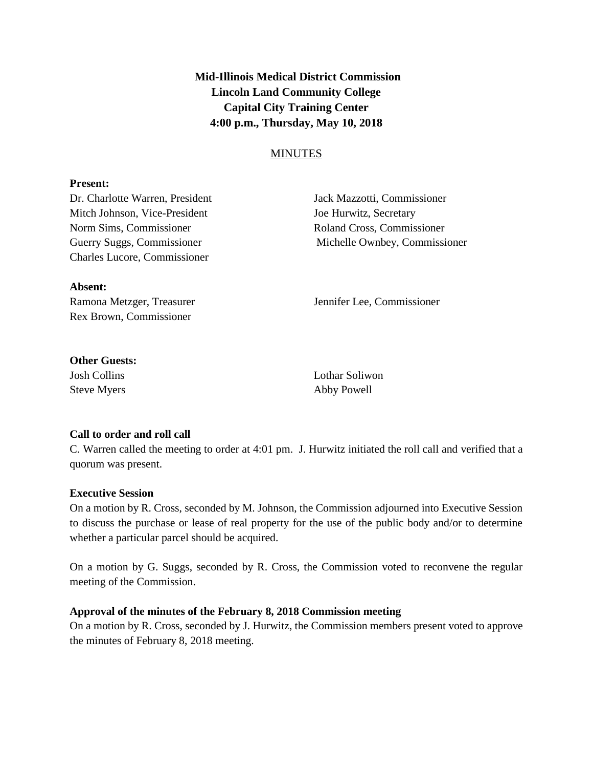**Mid-Illinois Medical District Commission**
**Lincoln Land Community College**
**Capital City Training Center**
**4:00 p.m., Thursday, May 10, 2018**

MINUTES

**Present:**

Dr. Charlotte Warren, President
Mitch Johnson, Vice-President
Norm Sims, Commissioner
Guerry Suggs, Commissioner
Charles Lucore, Commissioner
Jack Mazzotti, Commissioner
Joe Hurwitz, Secretary
Roland Cross, Commissioner
Michelle Ownbey, Commissioner

**Absent:**

Ramona Metzger, Treasurer
Rex Brown, Commissioner
Jennifer Lee, Commissioner

**Other Guests:**

Josh Collins
Steve Myers
Lothar Soliwon
Abby Powell

**Call to order and roll call**

C. Warren called the meeting to order at 4:01 pm. J. Hurwitz initiated the roll call and verified that a quorum was present.

**Executive Session**

On a motion by R. Cross, seconded by M. Johnson, the Commission adjourned into Executive Session to discuss the purchase or lease of real property for the use of the public body and/or to determine whether a particular parcel should be acquired.

On a motion by G. Suggs, seconded by R. Cross, the Commission voted to reconvene the regular meeting of the Commission.

**Approval of the minutes of the February 8, 2018 Commission meeting**

On a motion by R. Cross, seconded by J. Hurwitz, the Commission members present voted to approve the minutes of February 8, 2018 meeting.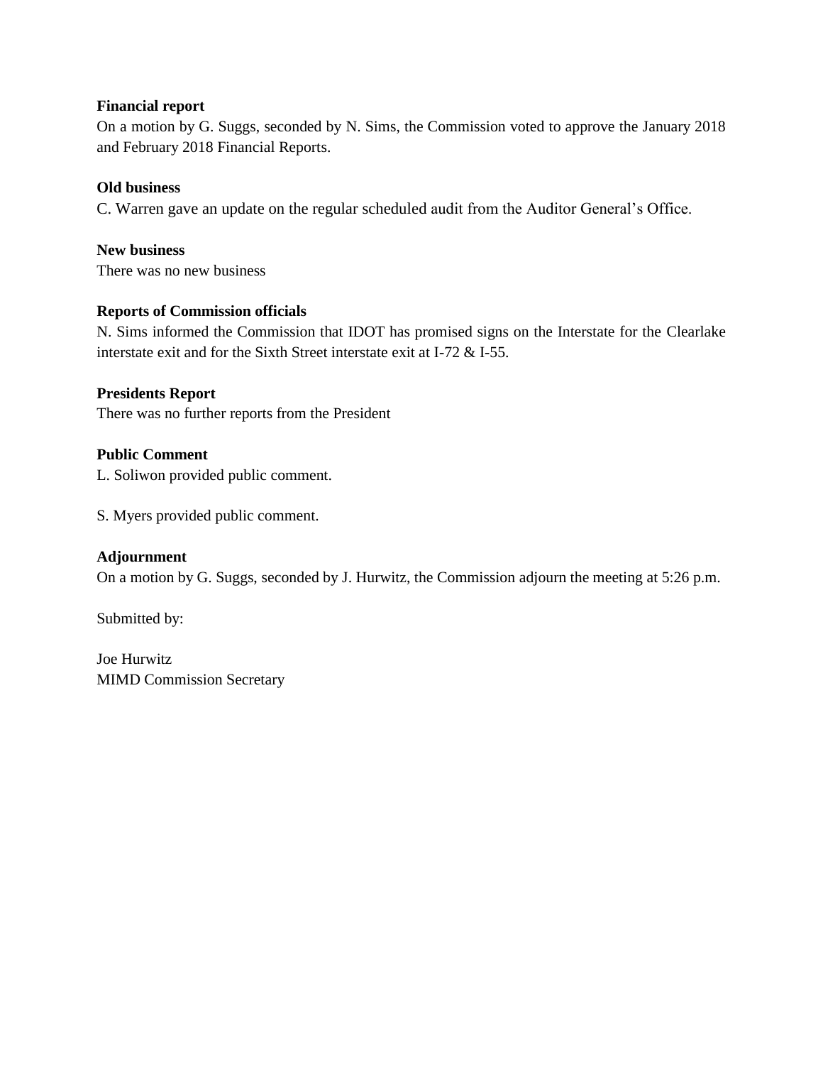**Financial report**

On a motion by G. Suggs, seconded by N. Sims, the Commission voted to approve the January 2018 and February 2018 Financial Reports.

**Old business**

C. Warren gave an update on the regular scheduled audit from the Auditor General's Office.

**New business**

There was no new business

**Reports of Commission officials**

N. Sims informed the Commission that IDOT has promised signs on the Interstate for the Clearlake interstate exit and for the Sixth Street interstate exit at I-72 & I-55.

**Presidents Report**

There was no further reports from the President

**Public Comment**

L. Soliwon provided public comment.

S. Myers provided public comment.

**Adjournment**

On a motion by G. Suggs, seconded by J. Hurwitz, the Commission adjourn the meeting at 5:26 p.m.

Submitted by:

Joe Hurwitz
MIMD Commission Secretary